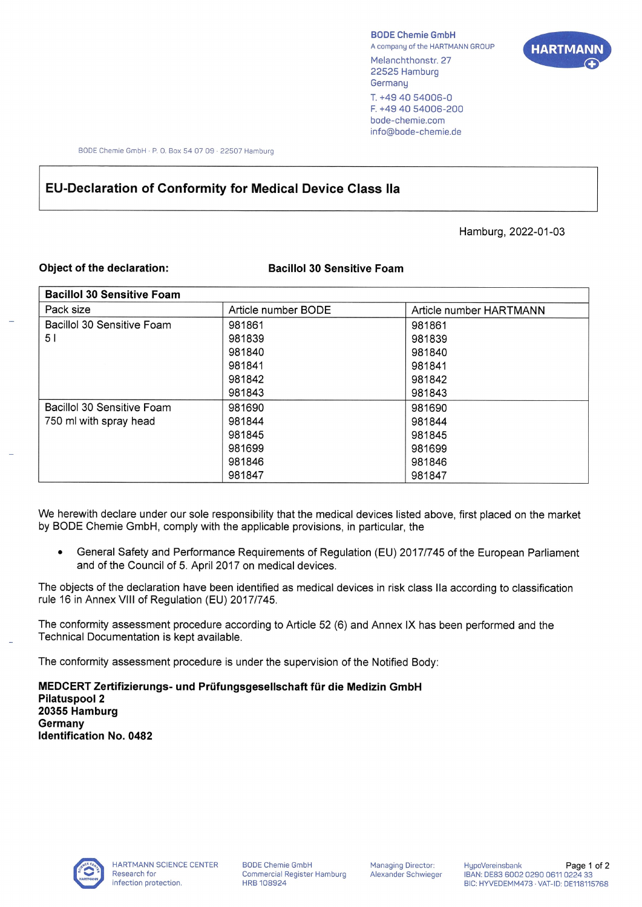BODE Chemie GmbH
A company of the HARTMANN GROUP
Melanchthonstr. 27
22525 Hamburg
Germany
T. +49 40 54006-0
F. +49 40 54006-200
bode-chemie.com
info@bode-chemie.de

BODE Chemie GmbH · P. O. Box 54 07 09 · 22507 Hamburg

# EU-Declaration of Conformity for Medical Device Class IIa

Hamburg, 2022-01-03

**Object of the declaration:** **Bacillol 30 Sensitive Foam**

| **Bacillol 30 Sensitive Foam** | | |
|---|---|---|
| Pack size | Article number BODE | Article number HARTMANN |
| Bacillol 30 Sensitive Foam 5 l | 981861<br>981839<br>981840<br>981841<br>981842<br>981843 | 981861<br>981839<br>981840<br>981841<br>981842<br>981843 |
| Bacillol 30 Sensitive Foam 750 ml with spray head | 981690<br>981844<br>981845<br>981699<br>981846<br>981847 | 981690<br>981844<br>981845<br>981699<br>981846<br>981847 |

We herewith declare under our sole responsibility that the medical devices listed above, first placed on the market by BODE Chemie GmbH, comply with the applicable provisions, in particular, the

- General Safety and Performance Requirements of Regulation (EU) 2017/745 of the European Parliament and of the Council of 5. April 2017 on medical devices.

The objects of the declaration have been identified as medical devices in risk class IIa according to classification rule 16 in Annex VIII of Regulation (EU) 2017/745.

The conformity assessment procedure according to Article 52 (6) and Annex IX has been performed and the Technical Documentation is kept available.

The conformity assessment procedure is under the supervision of the Notified Body:

**MEDCERT Zertifizierungs- und Prüfungsgesellschaft für die Medizin GmbH**
**Pilatuspool 2**
**20355 Hamburg**
**Germany**
**Identification No. 0482**

HARTMANN SCIENCE CENTER
Research for infection protection.

BODE Chemie GmbH
Commercial Register Hamburg
HRB 108924

Managing Director:
Alexander Schwieger

HypoVereinsbank
IBAN: DE83 6002 0290 0611 0224 33
BIC: HYVEDEMM473 · VAT-ID: DE118115768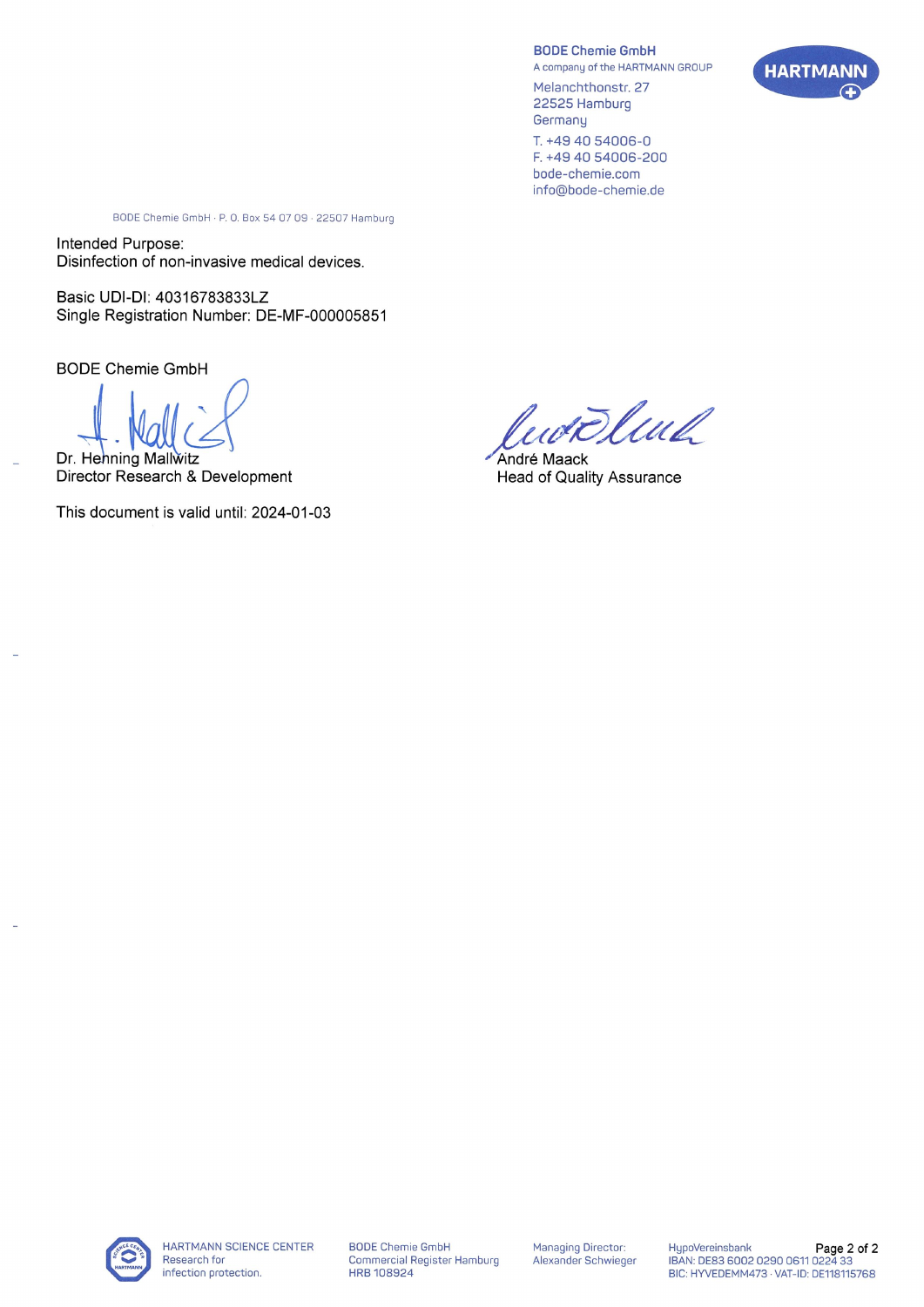BODE Chemie GmbH
A company of the HARTMANN GROUP
Melanchthonstr. 27
22525 Hamburg
Germany
T. +49 40 54006-0
F. +49 40 54006-200
bode-chemie.com
info@bode-chemie.de

BODE Chemie GmbH · P. O. Box 54 07 09 · 22507 Hamburg

Intended Purpose:
Disinfection of non-invasive medical devices.

Basic UDI-DI: 40316783833LZ
Single Registration Number: DE-MF-000005851

BODE Chemie GmbH

Dr. Henning Mallwitz
Director Research & Development

André Maack
Head of Quality Assurance

This document is valid until: 2024-01-03

HARTMANN SCIENCE CENTER
Research for
infection protection.

BODE Chemie GmbH
Commercial Register Hamburg
HRB 108924

Managing Director:
Alexander Schwieger

HypoVereinsbank
IBAN: DE83 6002 0290 0611 0224 33
BIC: HYVEDEMM473 · VAT-ID: DE118115768